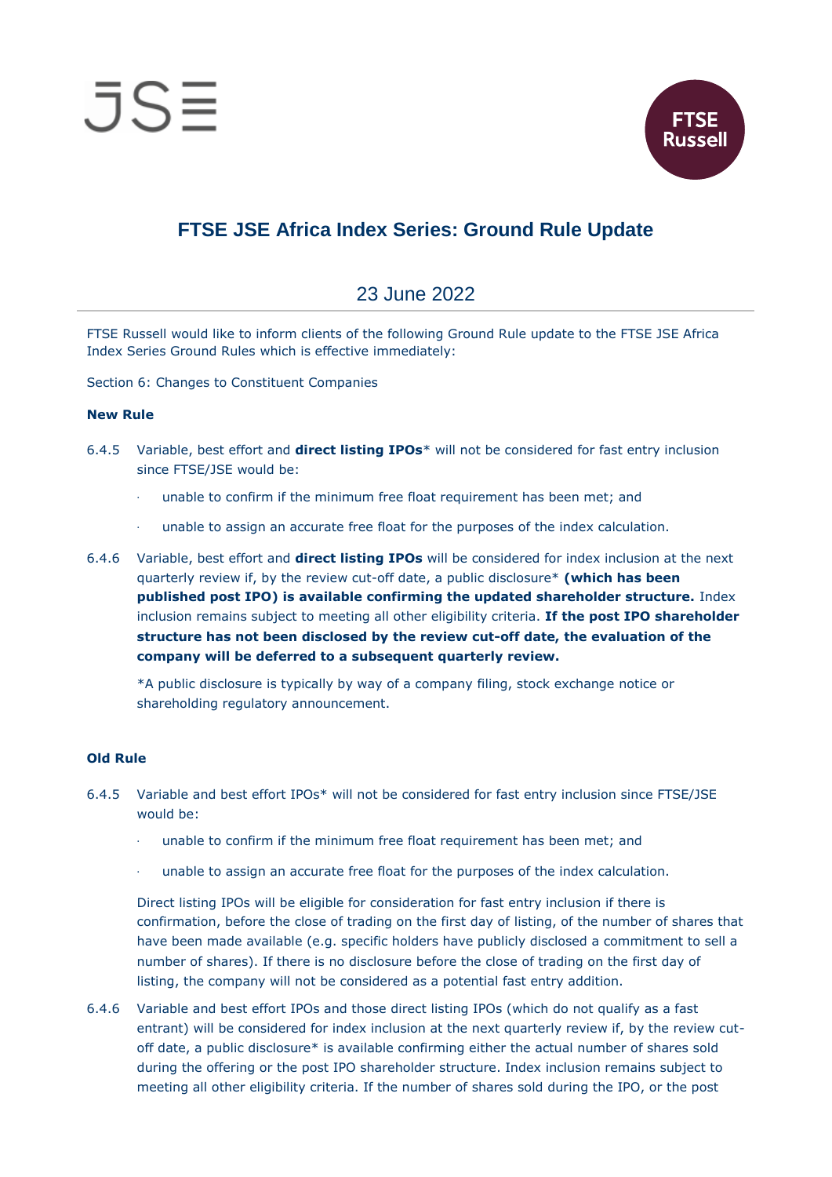# FTSE JSE Africa Index Series: Ground Rule Update

## 23 June 2022

FTSE Russell would like to inform clients of the following Ground Rule update to the FTSE JSE Africa Index Series Ground Rules which is effective immediately:

Section 6: Changes to Constituent Companies

**New Rule**

6.4.5 Variable, best effort and **direct listing IPOs*** will not be considered for fast entry inclusion since FTSE/JSE would be:

- unable to confirm if the minimum free float requirement has been met; and
- unable to assign an accurate free float for the purposes of the index calculation.

6.4.6 Variable, best effort and **direct listing IPOs** will be considered for index inclusion at the next quarterly review if, by the review cut-off date, a public disclosure* **(which has been published post IPO) is available confirming the updated shareholder structure.** Index inclusion remains subject to meeting all other eligibility criteria. **If the post IPO shareholder structure has not been disclosed by the review cut-off date, the evaluation of the company will be deferred to a subsequent quarterly review.**

*A public disclosure is typically by way of a company filing, stock exchange notice or shareholding regulatory announcement.

**Old Rule**

6.4.5 Variable and best effort IPOs* will not be considered for fast entry inclusion since FTSE/JSE would be:

- unable to confirm if the minimum free float requirement has been met; and
- unable to assign an accurate free float for the purposes of the index calculation.

Direct listing IPOs will be eligible for consideration for fast entry inclusion if there is confirmation, before the close of trading on the first day of listing, of the number of shares that have been made available (e.g. specific holders have publicly disclosed a commitment to sell a number of shares). If there is no disclosure before the close of trading on the first day of listing, the company will not be considered as a potential fast entry addition.

6.4.6 Variable and best effort IPOs and those direct listing IPOs (which do not qualify as a fast entrant) will be considered for index inclusion at the next quarterly review if, by the review cut-off date, a public disclosure* is available confirming either the actual number of shares sold during the offering or the post IPO shareholder structure. Index inclusion remains subject to meeting all other eligibility criteria. If the number of shares sold during the IPO, or the post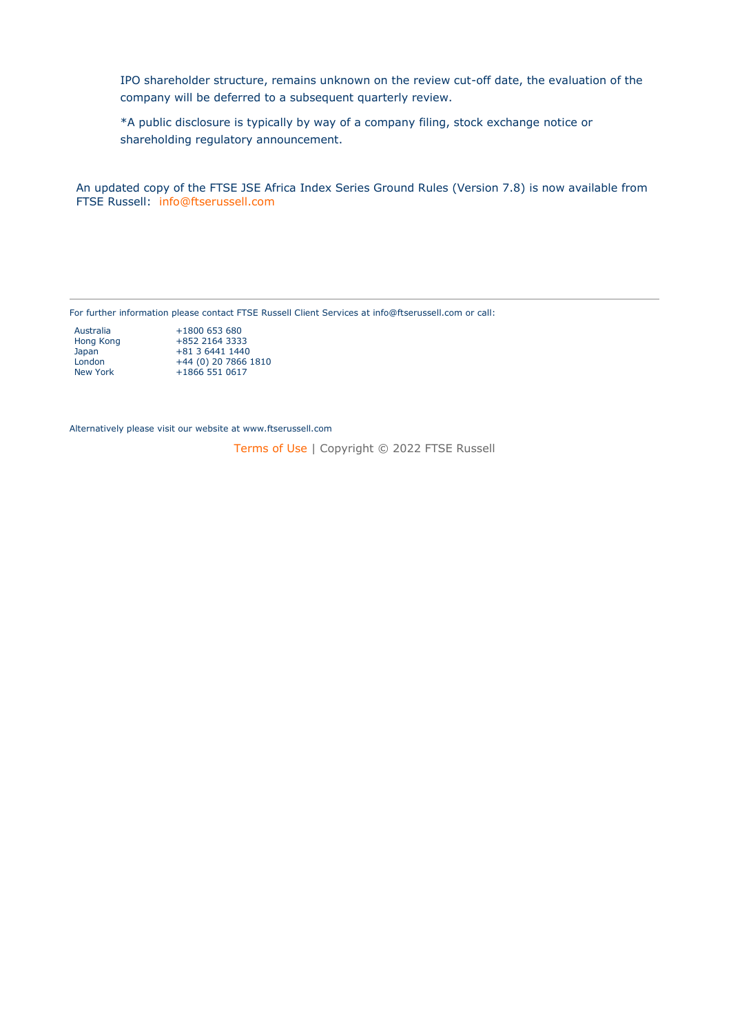IPO shareholder structure, remains unknown on the review cut-off date, the evaluation of the company will be deferred to a subsequent quarterly review.

*A public disclosure is typically by way of a company filing, stock exchange notice or shareholding regulatory announcement.

An updated copy of the FTSE JSE Africa Index Series Ground Rules (Version 7.8) is now available from FTSE Russell: info@ftserussell.com

---

For further information please contact FTSE Russell Client Services at info@ftserussell.com or call:

| | |
|---|---|
| Australia | +1800 653 680 |
| Hong Kong | +852 2164 3333 |
| Japan | +81 3 6441 1440 |
| London | +44 (0) 20 7866 1810 |
| New York | +1866 551 0617 |

Alternatively please visit our website at www.ftserussell.com

Terms of Use | Copyright © 2022 FTSE Russell